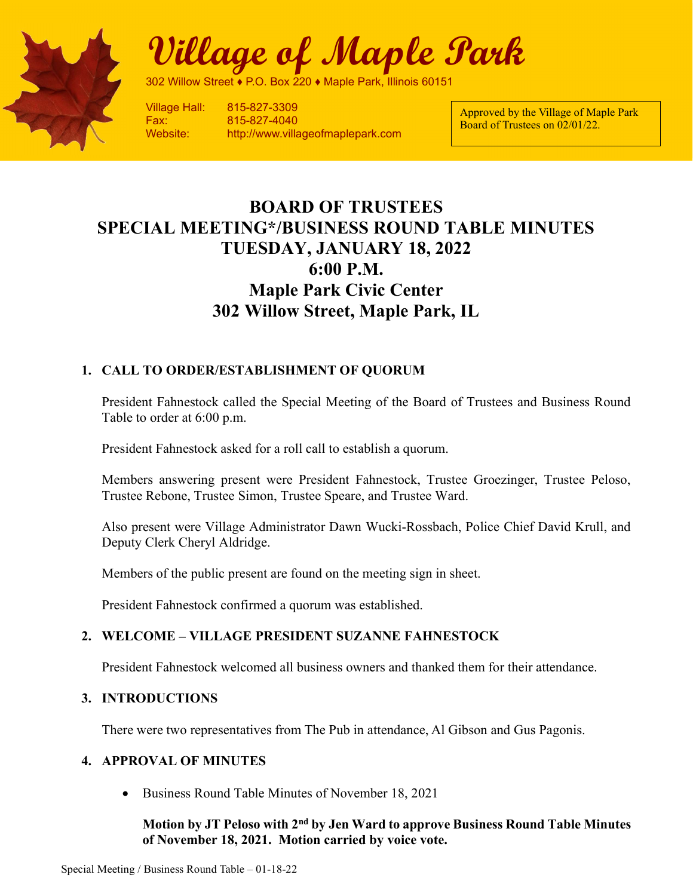# Village of Maple Park

302 Willow Street ♦ P.O. Box 220 ♦ Maple Park, Illinois 60151

Village Hall: 815-827-3309
Fax: 815-827-4040
Website: http://www.villageofmaplepark.com

Approved by the Village of Maple Park Board of Trustees on 02/01/22.

# BOARD OF TRUSTEES
# SPECIAL MEETING*/BUSINESS ROUND TABLE MINUTES
# TUESDAY, JANUARY 18, 2022
# 6:00 P.M.
# Maple Park Civic Center
# 302 Willow Street, Maple Park, IL

## 1. CALL TO ORDER/ESTABLISHMENT OF QUORUM

President Fahnestock called the Special Meeting of the Board of Trustees and Business Round Table to order at 6:00 p.m.

President Fahnestock asked for a roll call to establish a quorum.

Members answering present were President Fahnestock, Trustee Groezinger, Trustee Peloso, Trustee Rebone, Trustee Simon, Trustee Speare, and Trustee Ward.

Also present were Village Administrator Dawn Wucki-Rossbach, Police Chief David Krull, and Deputy Clerk Cheryl Aldridge.

Members of the public present are found on the meeting sign in sheet.

President Fahnestock confirmed a quorum was established.

## 2. WELCOME – VILLAGE PRESIDENT SUZANNE FAHNESTOCK

President Fahnestock welcomed all business owners and thanked them for their attendance.

## 3. INTRODUCTIONS

There were two representatives from The Pub in attendance, Al Gibson and Gus Pagonis.

## 4. APPROVAL OF MINUTES

- Business Round Table Minutes of November 18, 2021

  **Motion by JT Peloso with 2nd by Jen Ward to approve Business Round Table Minutes of November 18, 2021. Motion carried by voice vote.**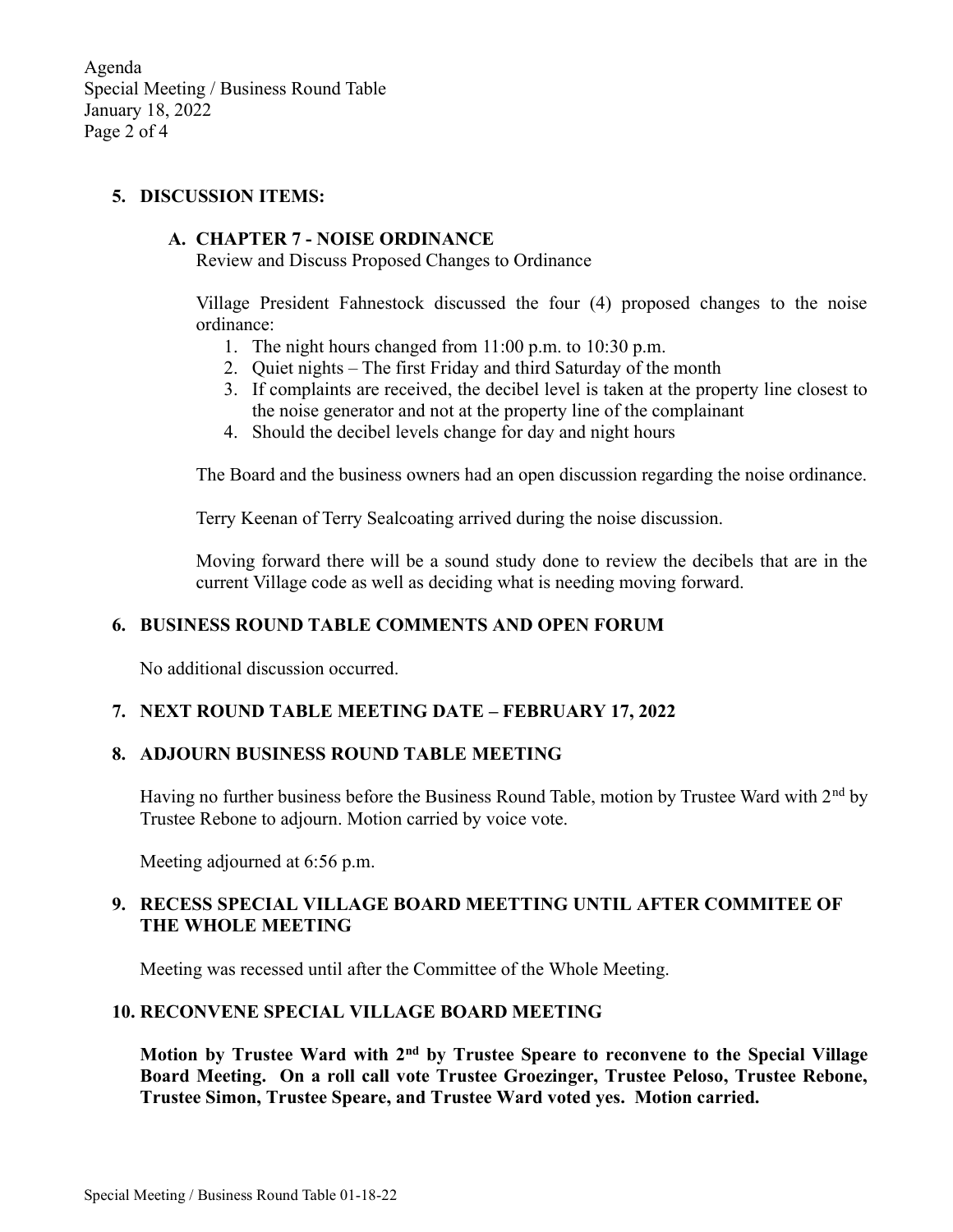## 5. DISCUSSION ITEMS:

### A. CHAPTER 7 - NOISE ORDINANCE

Review and Discuss Proposed Changes to Ordinance

Village President Fahnestock discussed the four (4) proposed changes to the noise ordinance:

1. The night hours changed from 11:00 p.m. to 10:30 p.m.
2. Quiet nights – The first Friday and third Saturday of the month
3. If complaints are received, the decibel level is taken at the property line closest to the noise generator and not at the property line of the complainant
4. Should the decibel levels change for day and night hours

The Board and the business owners had an open discussion regarding the noise ordinance.

Terry Keenan of Terry Sealcoating arrived during the noise discussion.

Moving forward there will be a sound study done to review the decibels that are in the current Village code as well as deciding what is needing moving forward.

## 6. BUSINESS ROUND TABLE COMMENTS AND OPEN FORUM

No additional discussion occurred.

## 7. NEXT ROUND TABLE MEETING DATE – FEBRUARY 17, 2022

## 8. ADJOURN BUSINESS ROUND TABLE MEETING

Having no further business before the Business Round Table, motion by Trustee Ward with 2nd by Trustee Rebone to adjourn. Motion carried by voice vote.

Meeting adjourned at 6:56 p.m.

## 9. RECESS SPECIAL VILLAGE BOARD MEETTING UNTIL AFTER COMMITEE OF THE WHOLE MEETING

Meeting was recessed until after the Committee of the Whole Meeting.

## 10. RECONVENE SPECIAL VILLAGE BOARD MEETING

**Motion by Trustee Ward with 2nd by Trustee Speare to reconvene to the Special Village Board Meeting. On a roll call vote Trustee Groezinger, Trustee Peloso, Trustee Rebone, Trustee Simon, Trustee Speare, and Trustee Ward voted yes. Motion carried.**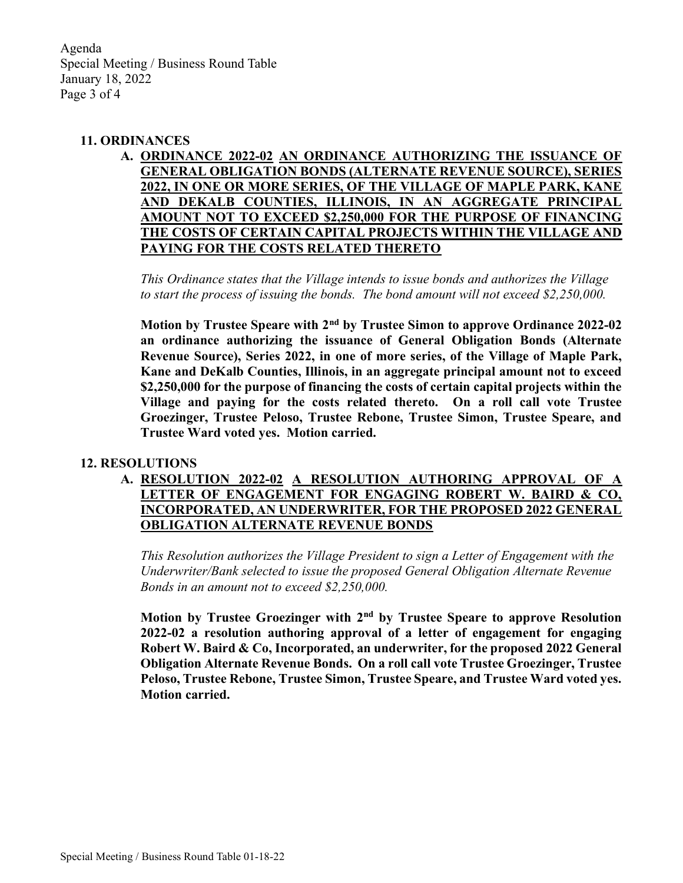**11. ORDINANCES**

**A. <u>ORDINANCE 2022-02</u> <u>AN ORDINANCE AUTHORIZING THE ISSUANCE OF GENERAL OBLIGATION BONDS (ALTERNATE REVENUE SOURCE), SERIES 2022, IN ONE OR MORE SERIES, OF THE VILLAGE OF MAPLE PARK, KANE AND DEKALB COUNTIES, ILLINOIS, IN AN AGGREGATE PRINCIPAL AMOUNT NOT TO EXCEED $2,250,000 FOR THE PURPOSE OF FINANCING THE COSTS OF CERTAIN CAPITAL PROJECTS WITHIN THE VILLAGE AND PAYING FOR THE COSTS RELATED THERETO</u>**

*This Ordinance states that the Village intends to issue bonds and authorizes the Village to start the process of issuing the bonds. The bond amount will not exceed $2,250,000.*

**Motion by Trustee Speare with 2nd by Trustee Simon to approve Ordinance 2022-02 an ordinance authorizing the issuance of General Obligation Bonds (Alternate Revenue Source), Series 2022, in one of more series, of the Village of Maple Park, Kane and DeKalb Counties, Illinois, in an aggregate principal amount not to exceed $2,250,000 for the purpose of financing the costs of certain capital projects within the Village and paying for the costs related thereto. On a roll call vote Trustee Groezinger, Trustee Peloso, Trustee Rebone, Trustee Simon, Trustee Speare, and Trustee Ward voted yes. Motion carried.**

**12. RESOLUTIONS**

**A. <u>RESOLUTION 2022-02</u> <u>A RESOLUTION AUTHORING APPROVAL OF A LETTER OF ENGAGEMENT FOR ENGAGING ROBERT W. BAIRD & CO, INCORPORATED, AN UNDERWRITER, FOR THE PROPOSED 2022 GENERAL OBLIGATION ALTERNATE REVENUE BONDS</u>**

*This Resolution authorizes the Village President to sign a Letter of Engagement with the Underwriter/Bank selected to issue the proposed General Obligation Alternate Revenue Bonds in an amount not to exceed $2,250,000.*

**Motion by Trustee Groezinger with 2nd by Trustee Speare to approve Resolution 2022-02 a resolution authoring approval of a letter of engagement for engaging Robert W. Baird & Co, Incorporated, an underwriter, for the proposed 2022 General Obligation Alternate Revenue Bonds. On a roll call vote Trustee Groezinger, Trustee Peloso, Trustee Rebone, Trustee Simon, Trustee Speare, and Trustee Ward voted yes. Motion carried.**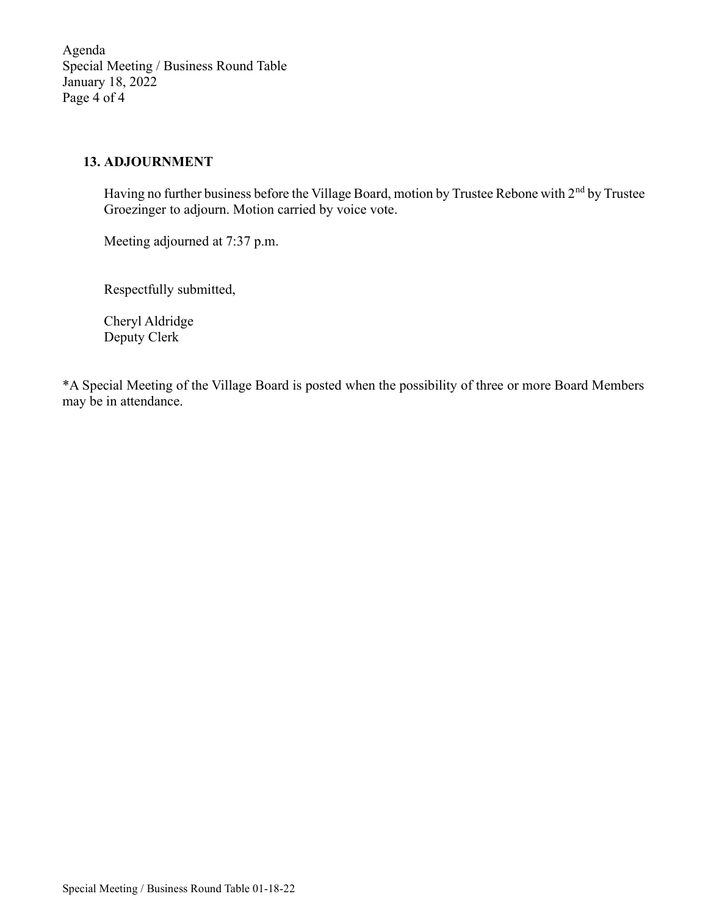## 13. ADJOURNMENT

Having no further business before the Village Board, motion by Trustee Rebone with 2nd by Trustee Groezinger to adjourn. Motion carried by voice vote.

Meeting adjourned at 7:37 p.m.

Respectfully submitted,

Cheryl Aldridge
Deputy Clerk

*A Special Meeting of the Village Board is posted when the possibility of three or more Board Members may be in attendance.